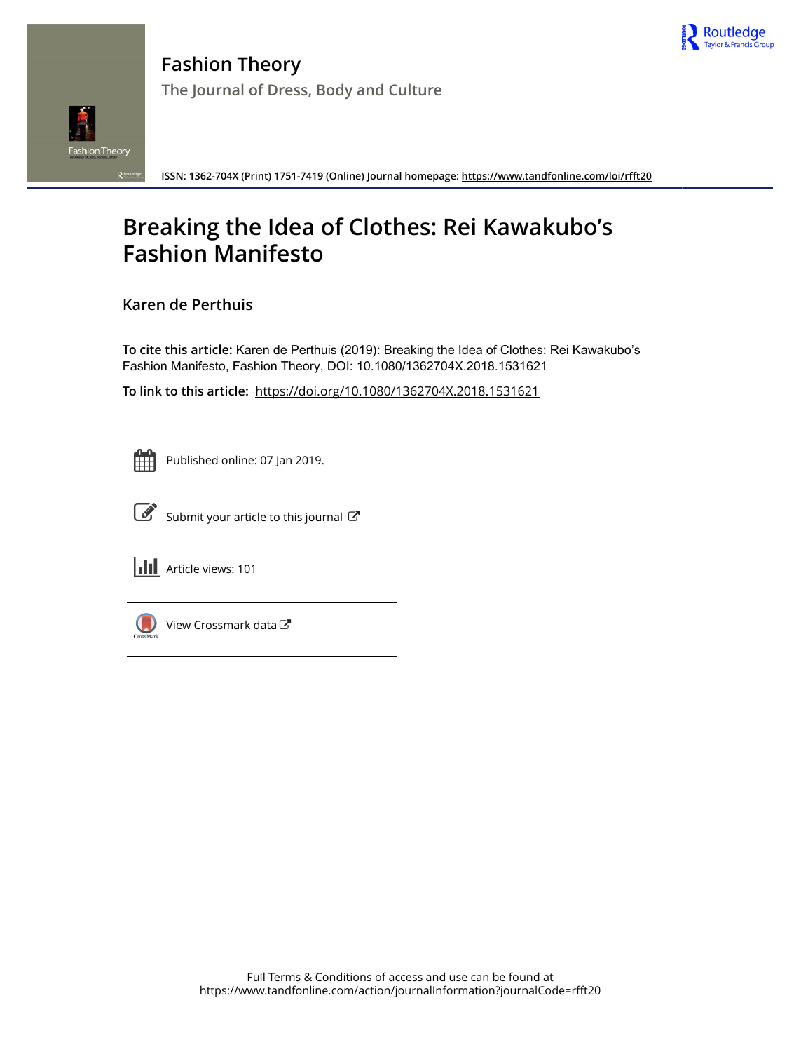# Fashion Theory

The Journal of Dress, Body and Culture

**ISSN: 1362-704X (Print) 1751-7419 (Online) Journal homepage: https://www.tandfonline.com/loi/rfft20**

# Breaking the Idea of Clothes: Rei Kawakubo's Fashion Manifesto

## Karen de Perthuis

**To cite this article:** Karen de Perthuis (2019): Breaking the Idea of Clothes: Rei Kawakubo's Fashion Manifesto, Fashion Theory, DOI: 10.1080/1362704X.2018.1531621

**To link to this article:** https://doi.org/10.1080/1362704X.2018.1531621

Published online: 07 Jan 2019.

Submit your article to this journal

Article views: 101

View Crossmark data

Full Terms & Conditions of access and use can be found at https://www.tandfonline.com/action/journalInformation?journalCode=rfft20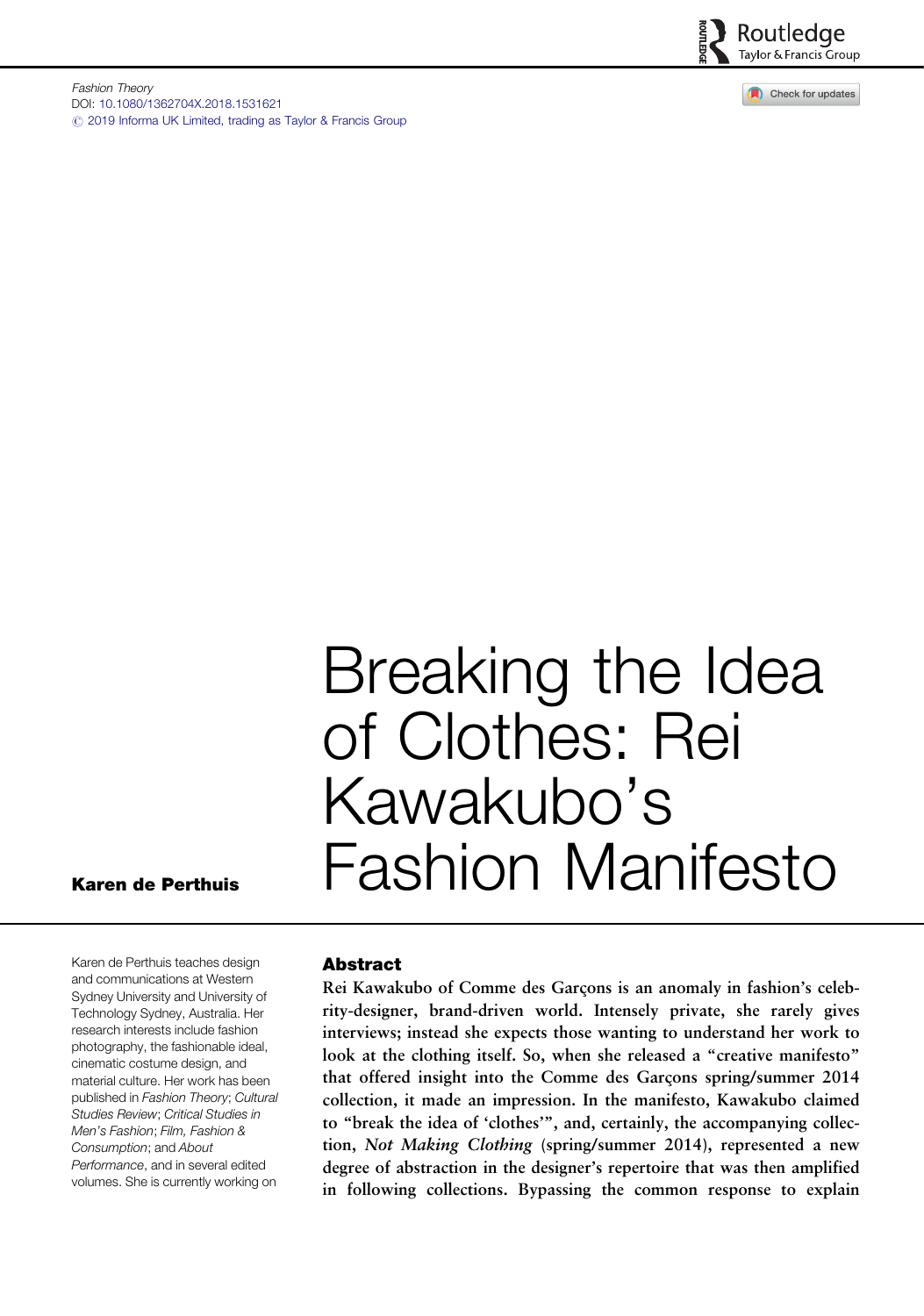Fashion Theory
DOI: 10.1080/1362704X.2018.1531621
© 2019 Informa UK Limited, trading as Taylor & Francis Group

# Breaking the Idea of Clothes: Rei Kawakubo's Fashion Manifesto

**Karen de Perthuis**

Karen de Perthuis teaches design and communications at Western Sydney University and University of Technology Sydney, Australia. Her research interests include fashion photography, the fashionable ideal, cinematic costume design, and material culture. Her work has been published in *Fashion Theory*; *Cultural Studies Review*; *Critical Studies in Men's Fashion*; *Film, Fashion & Consumption*; and *About Performance*, and in several edited volumes. She is currently working on

## Abstract

**Rei Kawakubo of Comme des Garçons is an anomaly in fashion's celebrity-designer, brand-driven world. Intensely private, she rarely gives interviews; instead she expects those wanting to understand her work to look at the clothing itself. So, when she released a "creative manifesto" that offered insight into the Comme des Garçons spring/summer 2014 collection, it made an impression. In the manifesto, Kawakubo claimed to "break the idea of 'clothes'", and, certainly, the accompanying collection, *Not Making Clothing* (spring/summer 2014), represented a new degree of abstraction in the designer's repertoire that was then amplified in following collections. Bypassing the common response to explain**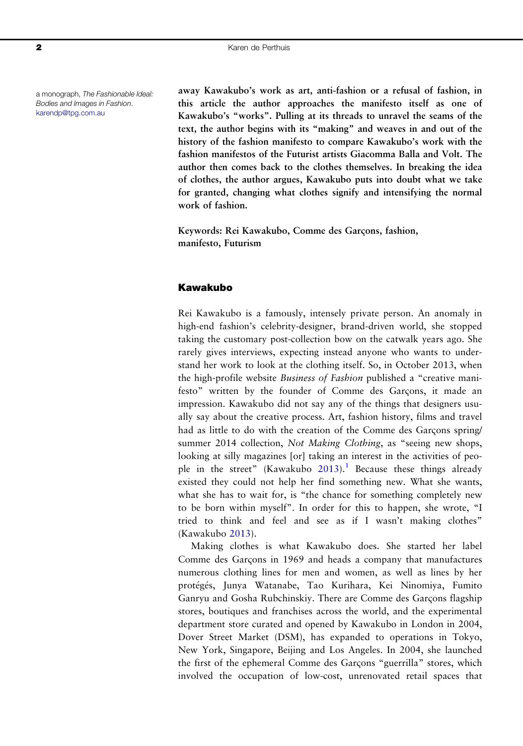a monograph, *The Fashionable Ideal: Bodies and Images in Fashion*. karendp@tpg.com.au

**away Kawakubo's work as art, anti-fashion or a refusal of fashion, in this article the author approaches the manifesto itself as one of Kawakubo's "works". Pulling at its threads to unravel the seams of the text, the author begins with its "making" and weaves in and out of the history of the fashion manifesto to compare Kawakubo's work with the fashion manifestos of the Futurist artists Giacomma Balla and Volt. The author then comes back to the clothes themselves. In breaking the idea of clothes, the author argues, Kawakubo puts into doubt what we take for granted, changing what clothes signify and intensifying the normal work of fashion.**

**Keywords: Rei Kawakubo, Comme des Garçons, fashion, manifesto, Futurism**

## Kawakubo

Rei Kawakubo is a famously, intensely private person. An anomaly in high-end fashion's celebrity-designer, brand-driven world, she stopped taking the customary post-collection bow on the catwalk years ago. She rarely gives interviews, expecting instead anyone who wants to understand her work to look at the clothing itself. So, in October 2013, when the high-profile website *Business of Fashion* published a "creative manifesto" written by the founder of Comme des Garçons, it made an impression. Kawakubo did not say any of the things that designers usually say about the creative process. Art, fashion history, films and travel had as little to do with the creation of the Comme des Garçons spring/summer 2014 collection, *Not Making Clothing*, as "seeing new shops, looking at silly magazines [or] taking an interest in the activities of people in the street" (Kawakubo 2013).[1] Because these things already existed they could not help her find something new. What she wants, what she has to wait for, is "the chance for something completely new to be born within myself". In order for this to happen, she wrote, "I tried to think and feel and see as if I wasn't making clothes" (Kawakubo 2013).

Making clothes is what Kawakubo does. She started her label Comme des Garçons in 1969 and heads a company that manufactures numerous clothing lines for men and women, as well as lines by her protégés, Junya Watanabe, Tao Kurihara, Kei Ninomiya, Fumito Ganryu and Gosha Rubchinskiy. There are Comme des Garçons flagship stores, boutiques and franchises across the world, and the experimental department store curated and opened by Kawakubo in London in 2004, Dover Street Market (DSM), has expanded to operations in Tokyo, New York, Singapore, Beijing and Los Angeles. In 2004, she launched the first of the ephemeral Comme des Garçons "guerrilla" stores, which involved the occupation of low-cost, unrenovated retail spaces that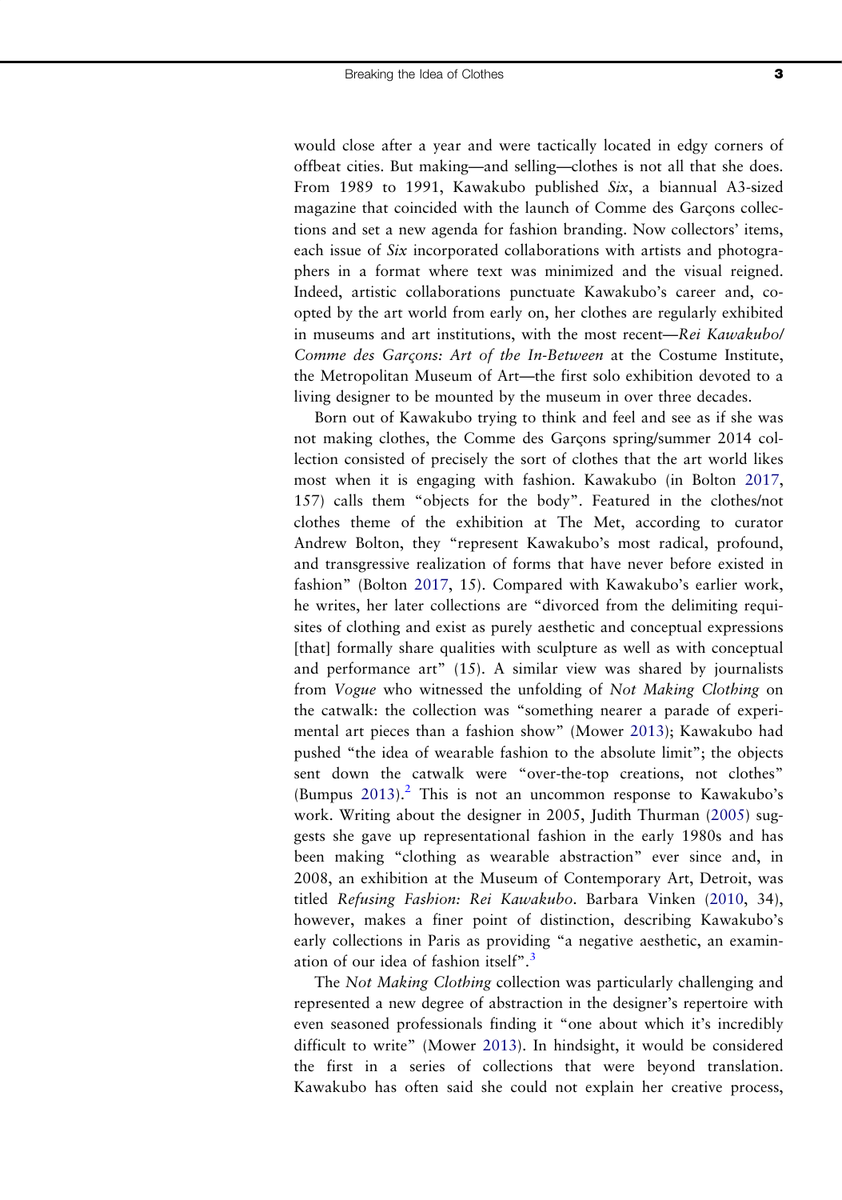would close after a year and were tactically located in edgy corners of offbeat cities. But making—and selling—clothes is not all that she does. From 1989 to 1991, Kawakubo published *Six*, a biannual A3-sized magazine that coincided with the launch of Comme des Garçons collections and set a new agenda for fashion branding. Now collectors' items, each issue of *Six* incorporated collaborations with artists and photographers in a format where text was minimized and the visual reigned. Indeed, artistic collaborations punctuate Kawakubo's career and, co-opted by the art world from early on, her clothes are regularly exhibited in museums and art institutions, with the most recent—*Rei Kawakubo/Comme des Garçons: Art of the In-Between* at the Costume Institute, the Metropolitan Museum of Art—the first solo exhibition devoted to a living designer to be mounted by the museum in over three decades.

Born out of Kawakubo trying to think and feel and see as if she was not making clothes, the Comme des Garçons spring/summer 2014 collection consisted of precisely the sort of clothes that the art world likes most when it is engaging with fashion. Kawakubo (in Bolton 2017, 157) calls them "objects for the body". Featured in the clothes/not clothes theme of the exhibition at The Met, according to curator Andrew Bolton, they "represent Kawakubo's most radical, profound, and transgressive realization of forms that have never before existed in fashion" (Bolton 2017, 15). Compared with Kawakubo's earlier work, he writes, her later collections are "divorced from the delimiting requisites of clothing and exist as purely aesthetic and conceptual expressions [that] formally share qualities with sculpture as well as with conceptual and performance art" (15). A similar view was shared by journalists from *Vogue* who witnessed the unfolding of *Not Making Clothing* on the catwalk: the collection was "something nearer a parade of experimental art pieces than a fashion show" (Mower 2013); Kawakubo had pushed "the idea of wearable fashion to the absolute limit"; the objects sent down the catwalk were "over-the-top creations, not clothes" (Bumpus 2013).[2] This is not an uncommon response to Kawakubo's work. Writing about the designer in 2005, Judith Thurman (2005) suggests she gave up representational fashion in the early 1980s and has been making "clothing as wearable abstraction" ever since and, in 2008, an exhibition at the Museum of Contemporary Art, Detroit, was titled *Refusing Fashion: Rei Kawakubo*. Barbara Vinken (2010, 34), however, makes a finer point of distinction, describing Kawakubo's early collections in Paris as providing "a negative aesthetic, an examination of our idea of fashion itself".[3]

The *Not Making Clothing* collection was particularly challenging and represented a new degree of abstraction in the designer's repertoire with even seasoned professionals finding it "one about which it's incredibly difficult to write" (Mower 2013). In hindsight, it would be considered the first in a series of collections that were beyond translation. Kawakubo has often said she could not explain her creative process,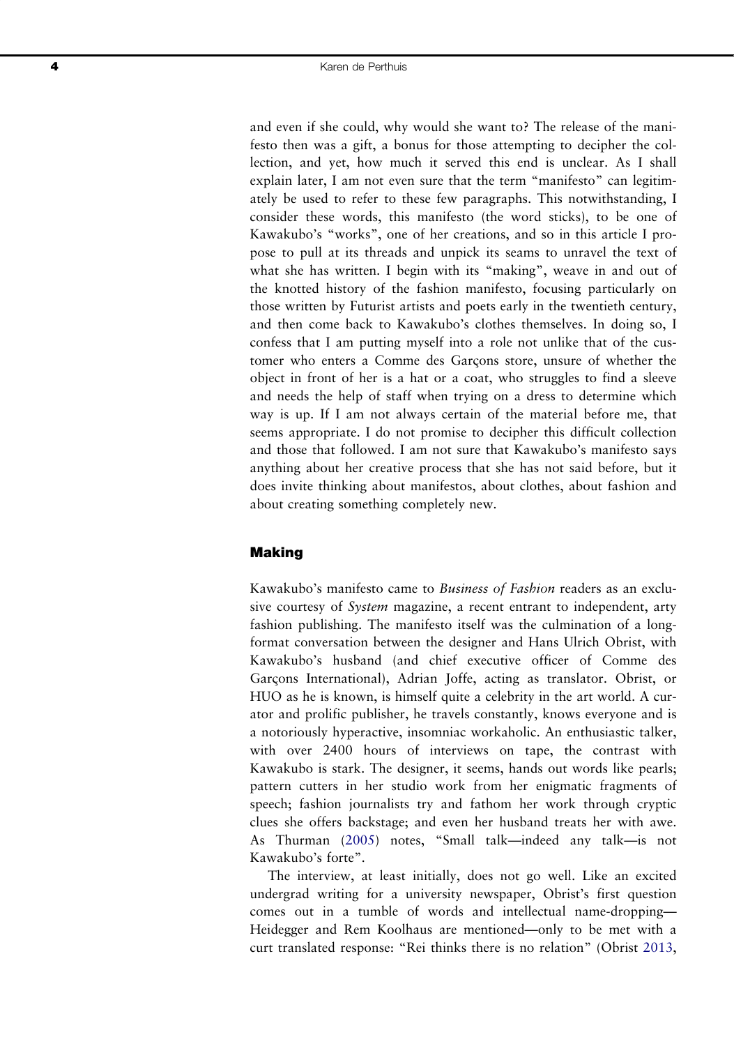and even if she could, why would she want to? The release of the manifesto then was a gift, a bonus for those attempting to decipher the collection, and yet, how much it served this end is unclear. As I shall explain later, I am not even sure that the term "manifesto" can legitimately be used to refer to these few paragraphs. This notwithstanding, I consider these words, this manifesto (the word sticks), to be one of Kawakubo's "works", one of her creations, and so in this article I propose to pull at its threads and unpick its seams to unravel the text of what she has written. I begin with its "making", weave in and out of the knotted history of the fashion manifesto, focusing particularly on those written by Futurist artists and poets early in the twentieth century, and then come back to Kawakubo's clothes themselves. In doing so, I confess that I am putting myself into a role not unlike that of the customer who enters a Comme des Garçons store, unsure of whether the object in front of her is a hat or a coat, who struggles to find a sleeve and needs the help of staff when trying on a dress to determine which way is up. If I am not always certain of the material before me, that seems appropriate. I do not promise to decipher this difficult collection and those that followed. I am not sure that Kawakubo's manifesto says anything about her creative process that she has not said before, but it does invite thinking about manifestos, about clothes, about fashion and about creating something completely new.

## Making

Kawakubo's manifesto came to *Business of Fashion* readers as an exclusive courtesy of *System* magazine, a recent entrant to independent, arty fashion publishing. The manifesto itself was the culmination of a long-format conversation between the designer and Hans Ulrich Obrist, with Kawakubo's husband (and chief executive officer of Comme des Garçons International), Adrian Joffe, acting as translator. Obrist, or HUO as he is known, is himself quite a celebrity in the art world. A curator and prolific publisher, he travels constantly, knows everyone and is a notoriously hyperactive, insomniac workaholic. An enthusiastic talker, with over 2400 hours of interviews on tape, the contrast with Kawakubo is stark. The designer, it seems, hands out words like pearls; pattern cutters in her studio work from her enigmatic fragments of speech; fashion journalists try and fathom her work through cryptic clues she offers backstage; and even her husband treats her with awe. As Thurman (2005) notes, "Small talk—indeed any talk—is not Kawakubo's forte".

The interview, at least initially, does not go well. Like an excited undergrad writing for a university newspaper, Obrist's first question comes out in a tumble of words and intellectual name-dropping—Heidegger and Rem Koolhaus are mentioned—only to be met with a curt translated response: "Rei thinks there is no relation" (Obrist 2013,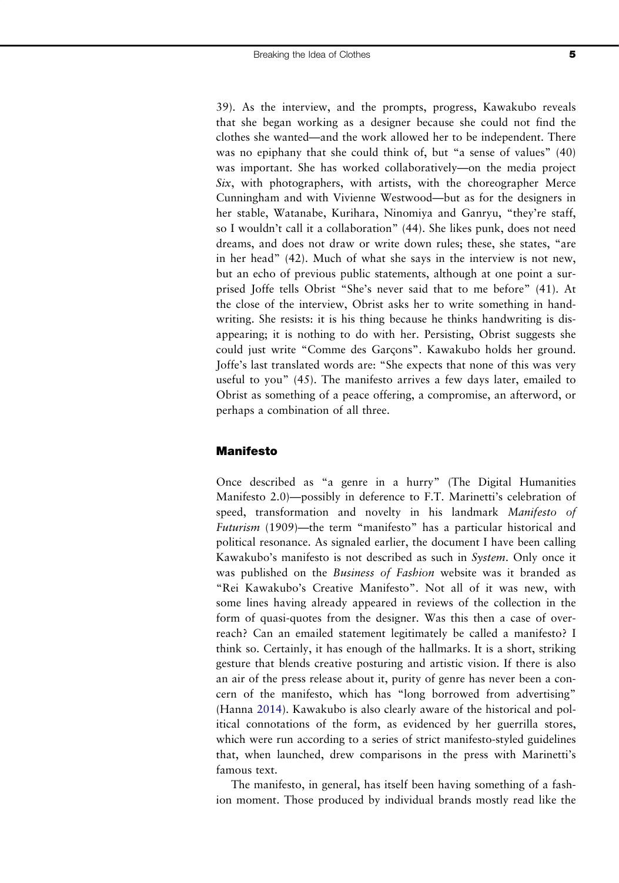39). As the interview, and the prompts, progress, Kawakubo reveals that she began working as a designer because she could not find the clothes she wanted—and the work allowed her to be independent. There was no epiphany that she could think of, but "a sense of values" (40) was important. She has worked collaboratively—on the media project *Six*, with photographers, with artists, with the choreographer Merce Cunningham and with Vivienne Westwood—but as for the designers in her stable, Watanabe, Kurihara, Ninomiya and Ganryu, "they're staff, so I wouldn't call it a collaboration" (44). She likes punk, does not need dreams, and does not draw or write down rules; these, she states, "are in her head" (42). Much of what she says in the interview is not new, but an echo of previous public statements, although at one point a surprised Joffe tells Obrist "She's never said that to me before" (41). At the close of the interview, Obrist asks her to write something in handwriting. She resists: it is his thing because he thinks handwriting is disappearing; it is nothing to do with her. Persisting, Obrist suggests she could just write "Comme des Garçons". Kawakubo holds her ground. Joffe's last translated words are: "She expects that none of this was very useful to you" (45). The manifesto arrives a few days later, emailed to Obrist as something of a peace offering, a compromise, an afterword, or perhaps a combination of all three.

## Manifesto

Once described as "a genre in a hurry" (The Digital Humanities Manifesto 2.0)—possibly in deference to F.T. Marinetti's celebration of speed, transformation and novelty in his landmark *Manifesto of Futurism* (1909)—the term "manifesto" has a particular historical and political resonance. As signaled earlier, the document I have been calling Kawakubo's manifesto is not described as such in *System*. Only once it was published on the *Business of Fashion* website was it branded as "Rei Kawakubo's Creative Manifesto". Not all of it was new, with some lines having already appeared in reviews of the collection in the form of quasi-quotes from the designer. Was this then a case of overreach? Can an emailed statement legitimately be called a manifesto? I think so. Certainly, it has enough of the hallmarks. It is a short, striking gesture that blends creative posturing and artistic vision. If there is also an air of the press release about it, purity of genre has never been a concern of the manifesto, which has "long borrowed from advertising" (Hanna 2014). Kawakubo is also clearly aware of the historical and political connotations of the form, as evidenced by her guerrilla stores, which were run according to a series of strict manifesto-styled guidelines that, when launched, drew comparisons in the press with Marinetti's famous text.

The manifesto, in general, has itself been having something of a fashion moment. Those produced by individual brands mostly read like the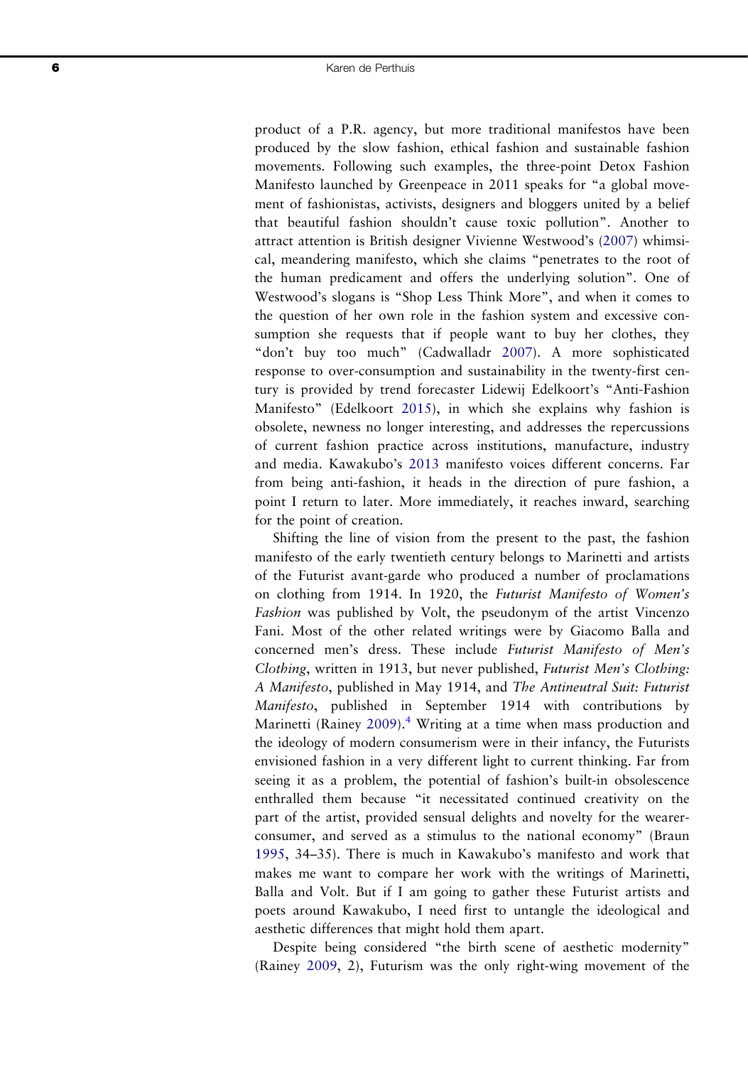product of a P.R. agency, but more traditional manifestos have been produced by the slow fashion, ethical fashion and sustainable fashion movements. Following such examples, the three-point Detox Fashion Manifesto launched by Greenpeace in 2011 speaks for "a global movement of fashionistas, activists, designers and bloggers united by a belief that beautiful fashion shouldn't cause toxic pollution". Another to attract attention is British designer Vivienne Westwood's (2007) whimsical, meandering manifesto, which she claims "penetrates to the root of the human predicament and offers the underlying solution". One of Westwood's slogans is "Shop Less Think More", and when it comes to the question of her own role in the fashion system and excessive consumption she requests that if people want to buy her clothes, they "don't buy too much" (Cadwalladr 2007). A more sophisticated response to over-consumption and sustainability in the twenty-first century is provided by trend forecaster Lidewij Edelkoort's "Anti-Fashion Manifesto" (Edelkoort 2015), in which she explains why fashion is obsolete, newness no longer interesting, and addresses the repercussions of current fashion practice across institutions, manufacture, industry and media. Kawakubo's 2013 manifesto voices different concerns. Far from being anti-fashion, it heads in the direction of pure fashion, a point I return to later. More immediately, it reaches inward, searching for the point of creation.

Shifting the line of vision from the present to the past, the fashion manifesto of the early twentieth century belongs to Marinetti and artists of the Futurist avant-garde who produced a number of proclamations on clothing from 1914. In 1920, the *Futurist Manifesto of Women's Fashion* was published by Volt, the pseudonym of the artist Vincenzo Fani. Most of the other related writings were by Giacomo Balla and concerned men's dress. These include *Futurist Manifesto of Men's Clothing*, written in 1913, but never published, *Futurist Men's Clothing: A Manifesto*, published in May 1914, and *The Antineutral Suit: Futurist Manifesto*, published in September 1914 with contributions by Marinetti (Rainey 2009).[4] Writing at a time when mass production and the ideology of modern consumerism were in their infancy, the Futurists envisioned fashion in a very different light to current thinking. Far from seeing it as a problem, the potential of fashion's built-in obsolescence enthralled them because "it necessitated continued creativity on the part of the artist, provided sensual delights and novelty for the wearer-consumer, and served as a stimulus to the national economy" (Braun 1995, 34–35). There is much in Kawakubo's manifesto and work that makes me want to compare her work with the writings of Marinetti, Balla and Volt. But if I am going to gather these Futurist artists and poets around Kawakubo, I need first to untangle the ideological and aesthetic differences that might hold them apart.

Despite being considered "the birth scene of aesthetic modernity" (Rainey 2009, 2), Futurism was the only right-wing movement of the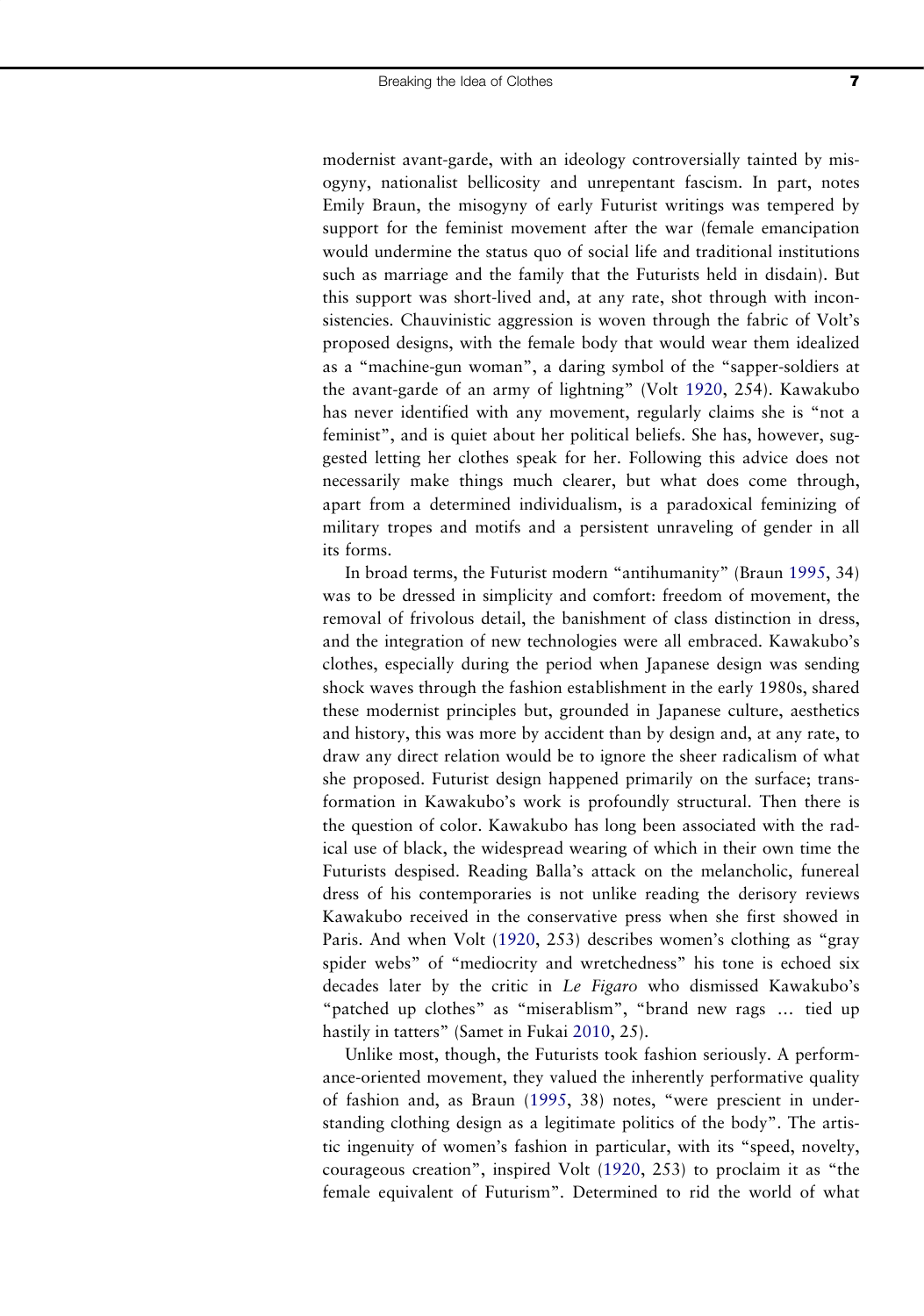modernist avant-garde, with an ideology controversially tainted by misogyny, nationalist bellicosity and unrepentant fascism. In part, notes Emily Braun, the misogyny of early Futurist writings was tempered by support for the feminist movement after the war (female emancipation would undermine the status quo of social life and traditional institutions such as marriage and the family that the Futurists held in disdain). But this support was short-lived and, at any rate, shot through with inconsistencies. Chauvinistic aggression is woven through the fabric of Volt's proposed designs, with the female body that would wear them idealized as a "machine-gun woman", a daring symbol of the "sapper-soldiers at the avant-garde of an army of lightning" (Volt 1920, 254). Kawakubo has never identified with any movement, regularly claims she is "not a feminist", and is quiet about her political beliefs. She has, however, suggested letting her clothes speak for her. Following this advice does not necessarily make things much clearer, but what does come through, apart from a determined individualism, is a paradoxical feminizing of military tropes and motifs and a persistent unraveling of gender in all its forms.

In broad terms, the Futurist modern "antihumanity" (Braun 1995, 34) was to be dressed in simplicity and comfort: freedom of movement, the removal of frivolous detail, the banishment of class distinction in dress, and the integration of new technologies were all embraced. Kawakubo's clothes, especially during the period when Japanese design was sending shock waves through the fashion establishment in the early 1980s, shared these modernist principles but, grounded in Japanese culture, aesthetics and history, this was more by accident than by design and, at any rate, to draw any direct relation would be to ignore the sheer radicalism of what she proposed. Futurist design happened primarily on the surface; transformation in Kawakubo's work is profoundly structural. Then there is the question of color. Kawakubo has long been associated with the radical use of black, the widespread wearing of which in their own time the Futurists despised. Reading Balla's attack on the melancholic, funereal dress of his contemporaries is not unlike reading the derisory reviews Kawakubo received in the conservative press when she first showed in Paris. And when Volt (1920, 253) describes women's clothing as "gray spider webs" of "mediocrity and wretchedness" his tone is echoed six decades later by the critic in *Le Figaro* who dismissed Kawakubo's "patched up clothes" as "miserablism", "brand new rags … tied up hastily in tatters" (Samet in Fukai 2010, 25).

Unlike most, though, the Futurists took fashion seriously. A performance-oriented movement, they valued the inherently performative quality of fashion and, as Braun (1995, 38) notes, "were prescient in understanding clothing design as a legitimate politics of the body". The artistic ingenuity of women's fashion in particular, with its "speed, novelty, courageous creation", inspired Volt (1920, 253) to proclaim it as "the female equivalent of Futurism". Determined to rid the world of what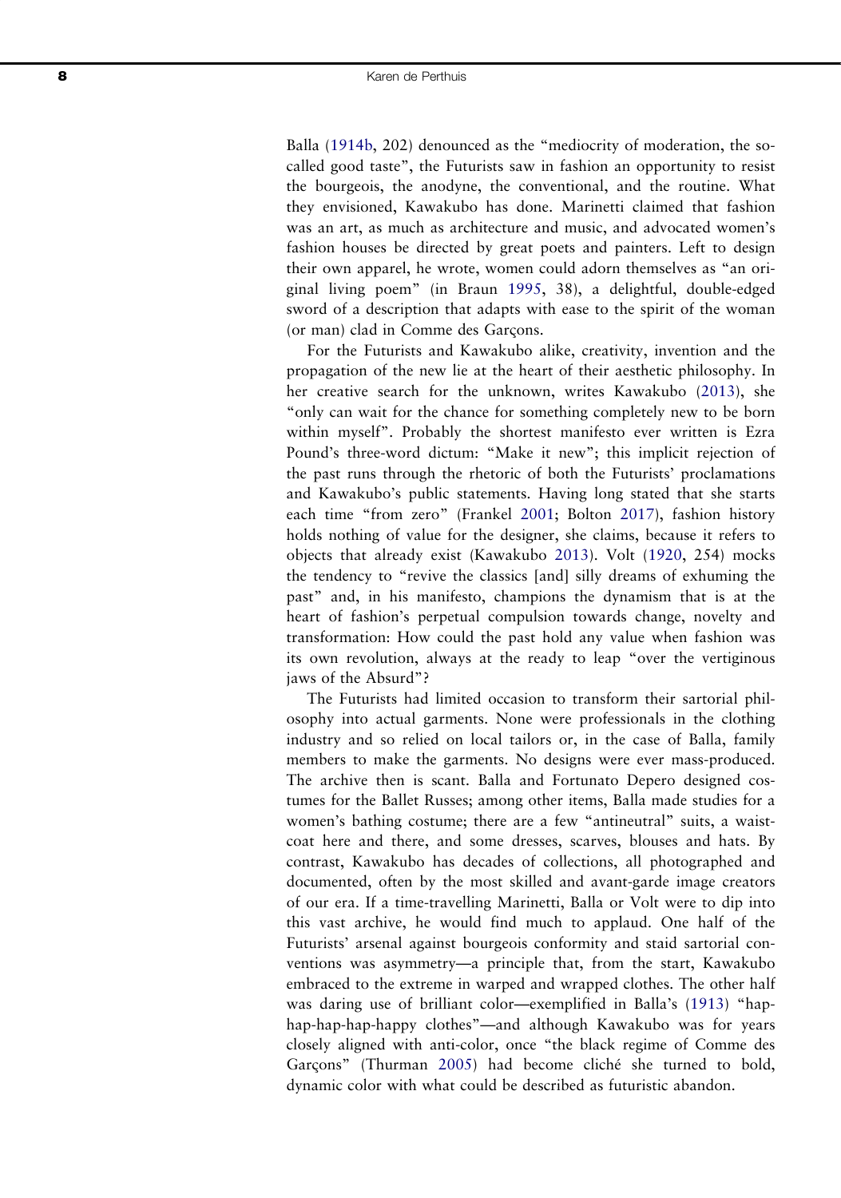Balla (1914b, 202) denounced as the "mediocrity of moderation, the so-called good taste", the Futurists saw in fashion an opportunity to resist the bourgeois, the anodyne, the conventional, and the routine. What they envisioned, Kawakubo has done. Marinetti claimed that fashion was an art, as much as architecture and music, and advocated women's fashion houses be directed by great poets and painters. Left to design their own apparel, he wrote, women could adorn themselves as "an original living poem" (in Braun 1995, 38), a delightful, double-edged sword of a description that adapts with ease to the spirit of the woman (or man) clad in Comme des Garçons.

For the Futurists and Kawakubo alike, creativity, invention and the propagation of the new lie at the heart of their aesthetic philosophy. In her creative search for the unknown, writes Kawakubo (2013), she "only can wait for the chance for something completely new to be born within myself". Probably the shortest manifesto ever written is Ezra Pound's three-word dictum: "Make it new"; this implicit rejection of the past runs through the rhetoric of both the Futurists' proclamations and Kawakubo's public statements. Having long stated that she starts each time "from zero" (Frankel 2001; Bolton 2017), fashion history holds nothing of value for the designer, she claims, because it refers to objects that already exist (Kawakubo 2013). Volt (1920, 254) mocks the tendency to "revive the classics [and] silly dreams of exhuming the past" and, in his manifesto, champions the dynamism that is at the heart of fashion's perpetual compulsion towards change, novelty and transformation: How could the past hold any value when fashion was its own revolution, always at the ready to leap "over the vertiginous jaws of the Absurd"?

The Futurists had limited occasion to transform their sartorial philosophy into actual garments. None were professionals in the clothing industry and so relied on local tailors or, in the case of Balla, family members to make the garments. No designs were ever mass-produced. The archive then is scant. Balla and Fortunato Depero designed costumes for the Ballet Russes; among other items, Balla made studies for a women's bathing costume; there are a few "antineutral" suits, a waistcoat here and there, and some dresses, scarves, blouses and hats. By contrast, Kawakubo has decades of collections, all photographed and documented, often by the most skilled and avant-garde image creators of our era. If a time-travelling Marinetti, Balla or Volt were to dip into this vast archive, he would find much to applaud. One half of the Futurists' arsenal against bourgeois conformity and staid sartorial conventions was asymmetry—a principle that, from the start, Kawakubo embraced to the extreme in warped and wrapped clothes. The other half was daring use of brilliant color—exemplified in Balla's (1913) "hap-hap-hap-hap-happy clothes"—and although Kawakubo was for years closely aligned with anti-color, once "the black regime of Comme des Garçons" (Thurman 2005) had become cliché she turned to bold, dynamic color with what could be described as futuristic abandon.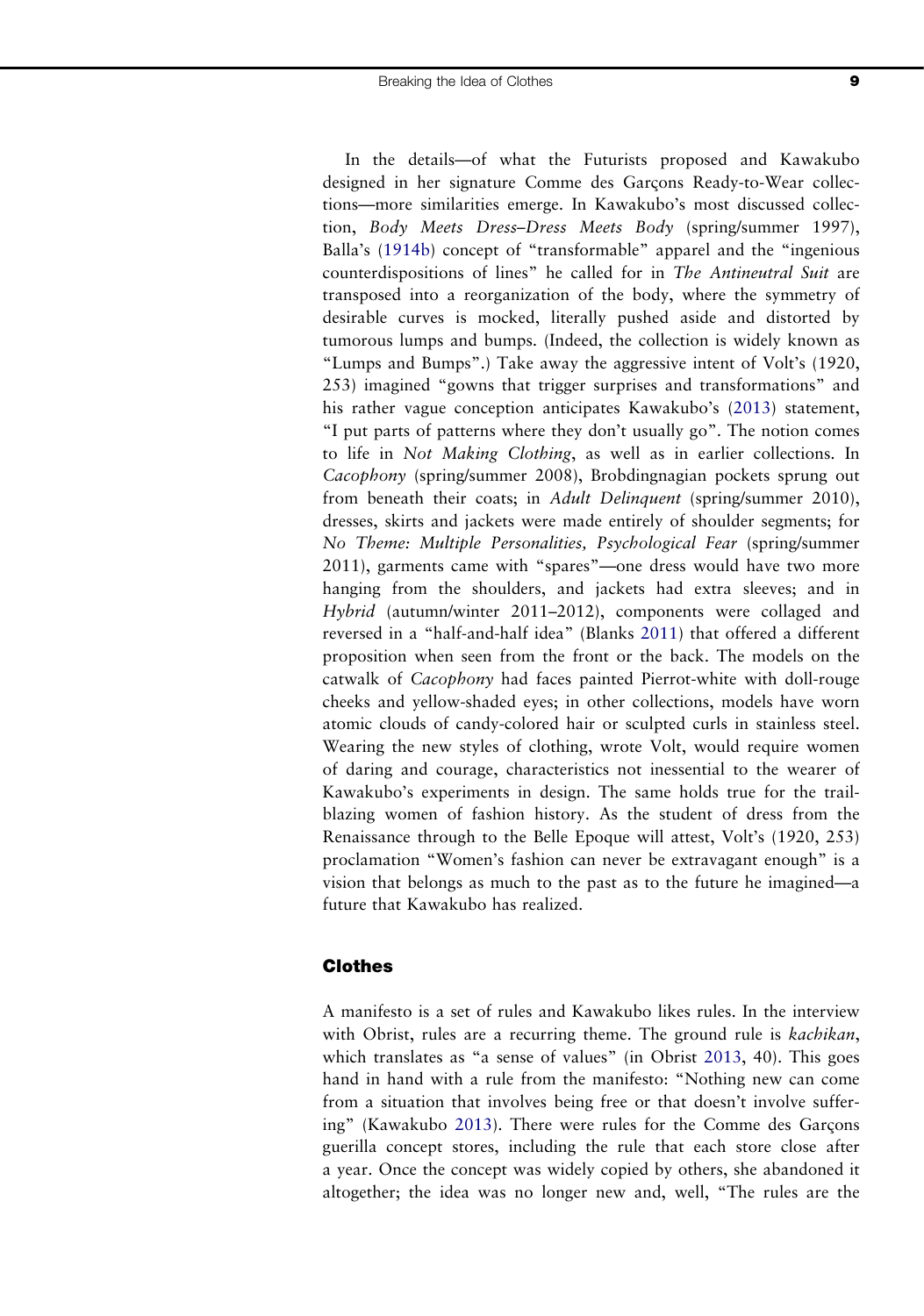In the details—of what the Futurists proposed and Kawakubo designed in her signature Comme des Garçons Ready-to-Wear collections—more similarities emerge. In Kawakubo's most discussed collection, *Body Meets Dress–Dress Meets Body* (spring/summer 1997), Balla's (1914b) concept of "transformable" apparel and the "ingenious counterdispositions of lines" he called for in *The Antineutral Suit* are transposed into a reorganization of the body, where the symmetry of desirable curves is mocked, literally pushed aside and distorted by tumorous lumps and bumps. (Indeed, the collection is widely known as "Lumps and Bumps".) Take away the aggressive intent of Volt's (1920, 253) imagined "gowns that trigger surprises and transformations" and his rather vague conception anticipates Kawakubo's (2013) statement, "I put parts of patterns where they don't usually go". The notion comes to life in *Not Making Clothing*, as well as in earlier collections. In *Cacophony* (spring/summer 2008), Brobdingnagian pockets sprung out from beneath their coats; in *Adult Delinquent* (spring/summer 2010), dresses, skirts and jackets were made entirely of shoulder segments; for *No Theme: Multiple Personalities, Psychological Fear* (spring/summer 2011), garments came with "spares"—one dress would have two more hanging from the shoulders, and jackets had extra sleeves; and in *Hybrid* (autumn/winter 2011–2012), components were collaged and reversed in a "half-and-half idea" (Blanks 2011) that offered a different proposition when seen from the front or the back. The models on the catwalk of *Cacophony* had faces painted Pierrot-white with doll-rouge cheeks and yellow-shaded eyes; in other collections, models have worn atomic clouds of candy-colored hair or sculpted curls in stainless steel. Wearing the new styles of clothing, wrote Volt, would require women of daring and courage, characteristics not inessential to the wearer of Kawakubo's experiments in design. The same holds true for the trail-blazing women of fashion history. As the student of dress from the Renaissance through to the Belle Epoque will attest, Volt's (1920, 253) proclamation "Women's fashion can never be extravagant enough" is a vision that belongs as much to the past as to the future he imagined—a future that Kawakubo has realized.

## Clothes

A manifesto is a set of rules and Kawakubo likes rules. In the interview with Obrist, rules are a recurring theme. The ground rule is *kachikan*, which translates as "a sense of values" (in Obrist 2013, 40). This goes hand in hand with a rule from the manifesto: "Nothing new can come from a situation that involves being free or that doesn't involve suffering" (Kawakubo 2013). There were rules for the Comme des Garçons guerilla concept stores, including the rule that each store close after a year. Once the concept was widely copied by others, she abandoned it altogether; the idea was no longer new and, well, "The rules are the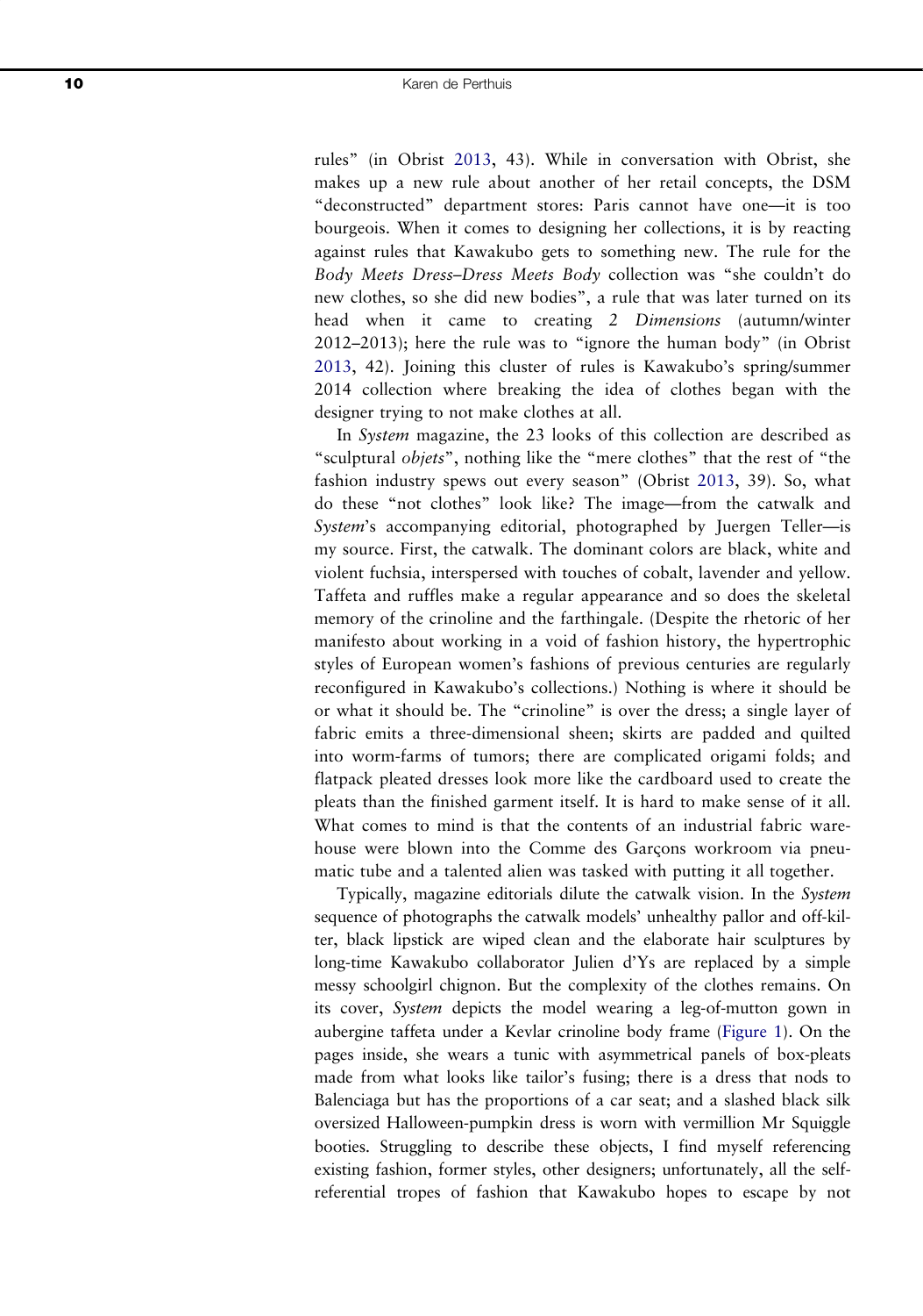rules" (in Obrist 2013, 43). While in conversation with Obrist, she makes up a new rule about another of her retail concepts, the DSM "deconstructed" department stores: Paris cannot have one—it is too bourgeois. When it comes to designing her collections, it is by reacting against rules that Kawakubo gets to something new. The rule for the *Body Meets Dress–Dress Meets Body* collection was "she couldn't do new clothes, so she did new bodies", a rule that was later turned on its head when it came to creating *2 Dimensions* (autumn/winter 2012–2013); here the rule was to "ignore the human body" (in Obrist 2013, 42). Joining this cluster of rules is Kawakubo's spring/summer 2014 collection where breaking the idea of clothes began with the designer trying to not make clothes at all.

In *System* magazine, the 23 looks of this collection are described as "sculptural *objets*", nothing like the "mere clothes" that the rest of "the fashion industry spews out every season" (Obrist 2013, 39). So, what do these "not clothes" look like? The image—from the catwalk and *System*'s accompanying editorial, photographed by Juergen Teller—is my source. First, the catwalk. The dominant colors are black, white and violent fuchsia, interspersed with touches of cobalt, lavender and yellow. Taffeta and ruffles make a regular appearance and so does the skeletal memory of the crinoline and the farthingale. (Despite the rhetoric of her manifesto about working in a void of fashion history, the hypertrophic styles of European women's fashions of previous centuries are regularly reconfigured in Kawakubo's collections.) Nothing is where it should be or what it should be. The "crinoline" is over the dress; a single layer of fabric emits a three-dimensional sheen; skirts are padded and quilted into worm-farms of tumors; there are complicated origami folds; and flatpack pleated dresses look more like the cardboard used to create the pleats than the finished garment itself. It is hard to make sense of it all. What comes to mind is that the contents of an industrial fabric warehouse were blown into the Comme des Garçons workroom via pneumatic tube and a talented alien was tasked with putting it all together.

Typically, magazine editorials dilute the catwalk vision. In the *System* sequence of photographs the catwalk models' unhealthy pallor and off-kilter, black lipstick are wiped clean and the elaborate hair sculptures by long-time Kawakubo collaborator Julien d'Ys are replaced by a simple messy schoolgirl chignon. But the complexity of the clothes remains. On its cover, *System* depicts the model wearing a leg-of-mutton gown in aubergine taffeta under a Kevlar crinoline body frame (Figure 1). On the pages inside, she wears a tunic with asymmetrical panels of box-pleats made from what looks like tailor's fusing; there is a dress that nods to Balenciaga but has the proportions of a car seat; and a slashed black silk oversized Halloween-pumpkin dress is worn with vermillion Mr Squiggle booties. Struggling to describe these objects, I find myself referencing existing fashion, former styles, other designers; unfortunately, all the self-referential tropes of fashion that Kawakubo hopes to escape by not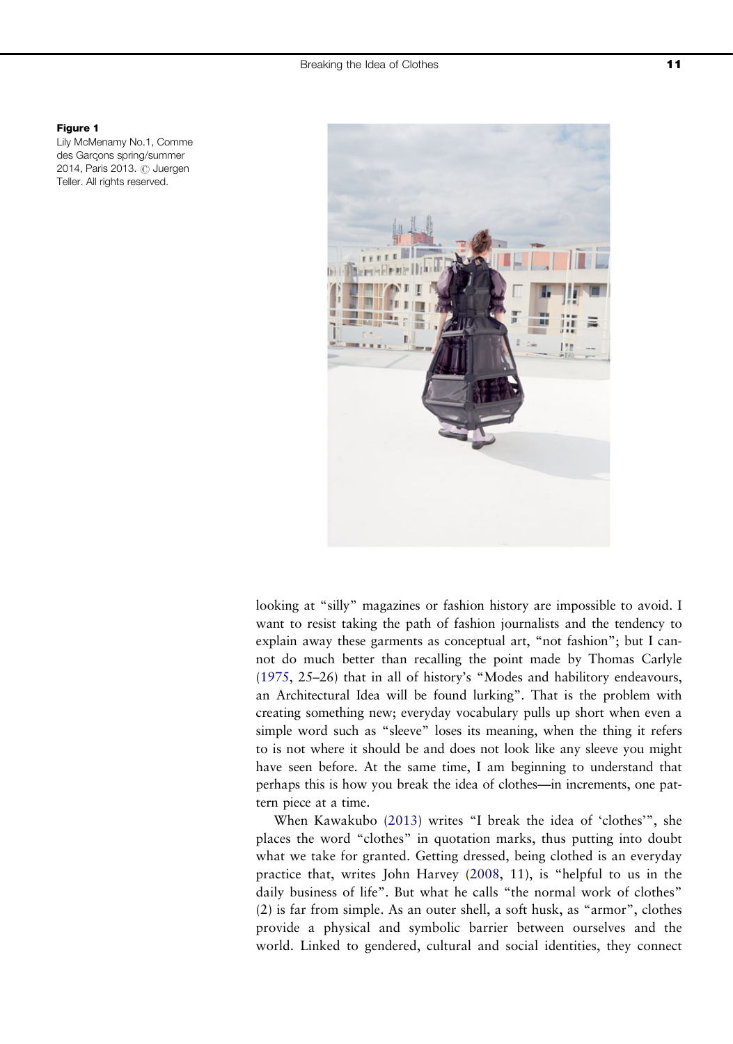**Figure 1**
Lily McMenamy No.1, Comme des Garçons spring/summer 2014, Paris 2013. © Juergen Teller. All rights reserved.

looking at "silly" magazines or fashion history are impossible to avoid. I want to resist taking the path of fashion journalists and the tendency to explain away these garments as conceptual art, "not fashion"; but I cannot do much better than recalling the point made by Thomas Carlyle (1975, 25–26) that in all of history's "Modes and habilitory endeavours, an Architectural Idea will be found lurking". That is the problem with creating something new; everyday vocabulary pulls up short when even a simple word such as "sleeve" loses its meaning, when the thing it refers to is not where it should be and does not look like any sleeve you might have seen before. At the same time, I am beginning to understand that perhaps this is how you break the idea of clothes—in increments, one pattern piece at a time.

When Kawakubo (2013) writes "I break the idea of 'clothes'", she places the word "clothes" in quotation marks, thus putting into doubt what we take for granted. Getting dressed, being clothed is an everyday practice that, writes John Harvey (2008, 11), is "helpful to us in the daily business of life". But what he calls "the normal work of clothes" (2) is far from simple. As an outer shell, a soft husk, as "armor", clothes provide a physical and symbolic barrier between ourselves and the world. Linked to gendered, cultural and social identities, they connect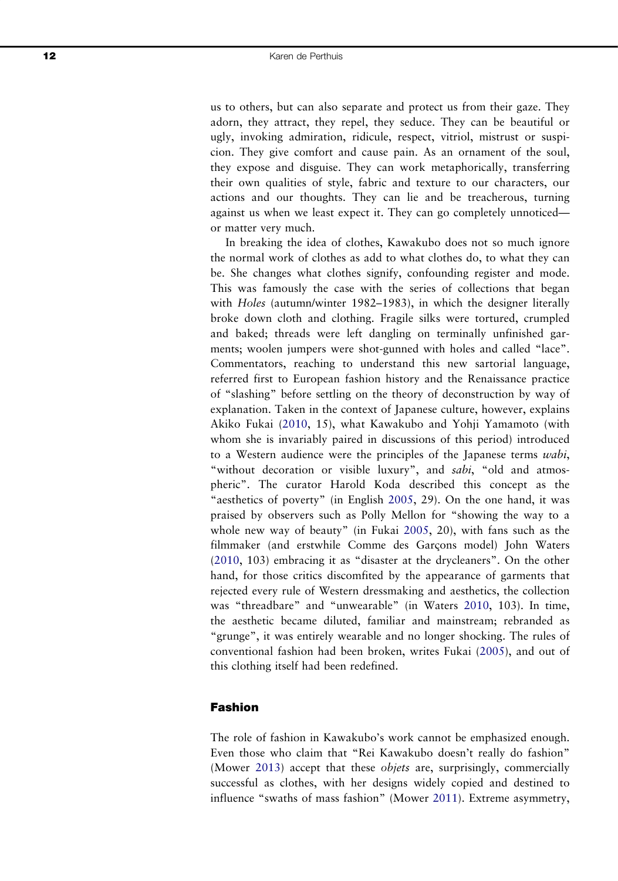us to others, but can also separate and protect us from their gaze. They adorn, they attract, they repel, they seduce. They can be beautiful or ugly, invoking admiration, ridicule, respect, vitriol, mistrust or suspicion. They give comfort and cause pain. As an ornament of the soul, they expose and disguise. They can work metaphorically, transferring their own qualities of style, fabric and texture to our characters, our actions and our thoughts. They can lie and be treacherous, turning against us when we least expect it. They can go completely unnoticed—or matter very much.

In breaking the idea of clothes, Kawakubo does not so much ignore the normal work of clothes as add to what clothes do, to what they can be. She changes what clothes signify, confounding register and mode. This was famously the case with the series of collections that began with *Holes* (autumn/winter 1982–1983), in which the designer literally broke down cloth and clothing. Fragile silks were tortured, crumpled and baked; threads were left dangling on terminally unfinished garments; woolen jumpers were shot-gunned with holes and called "lace". Commentators, reaching to understand this new sartorial language, referred first to European fashion history and the Renaissance practice of "slashing" before settling on the theory of deconstruction by way of explanation. Taken in the context of Japanese culture, however, explains Akiko Fukai (2010, 15), what Kawakubo and Yohji Yamamoto (with whom she is invariably paired in discussions of this period) introduced to a Western audience were the principles of the Japanese terms *wabi*, "without decoration or visible luxury", and *sabi*, "old and atmospheric". The curator Harold Koda described this concept as the "aesthetics of poverty" (in English 2005, 29). On the one hand, it was praised by observers such as Polly Mellon for "showing the way to a whole new way of beauty" (in Fukai 2005, 20), with fans such as the filmmaker (and erstwhile Comme des Garçons model) John Waters (2010, 103) embracing it as "disaster at the drycleaners". On the other hand, for those critics discomfited by the appearance of garments that rejected every rule of Western dressmaking and aesthetics, the collection was "threadbare" and "unwearable" (in Waters 2010, 103). In time, the aesthetic became diluted, familiar and mainstream; rebranded as "grunge", it was entirely wearable and no longer shocking. The rules of conventional fashion had been broken, writes Fukai (2005), and out of this clothing itself had been redefined.

## Fashion

The role of fashion in Kawakubo's work cannot be emphasized enough. Even those who claim that "Rei Kawakubo doesn't really do fashion" (Mower 2013) accept that these *objets* are, surprisingly, commercially successful as clothes, with her designs widely copied and destined to influence "swaths of mass fashion" (Mower 2011). Extreme asymmetry,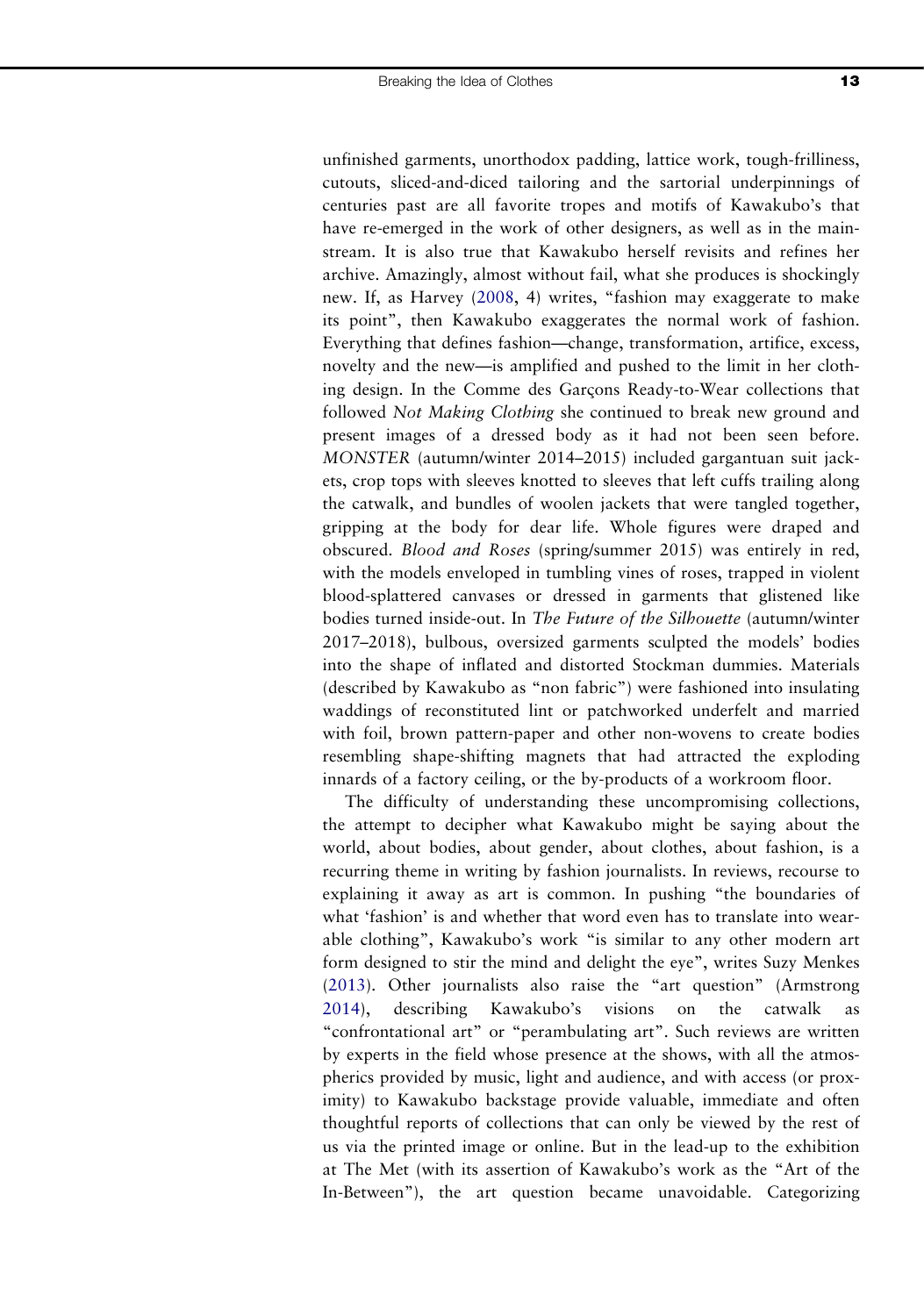unfinished garments, unorthodox padding, lattice work, tough-frilliness, cutouts, sliced-and-diced tailoring and the sartorial underpinnings of centuries past are all favorite tropes and motifs of Kawakubo's that have re-emerged in the work of other designers, as well as in the mainstream. It is also true that Kawakubo herself revisits and refines her archive. Amazingly, almost without fail, what she produces is shockingly new. If, as Harvey (2008, 4) writes, "fashion may exaggerate to make its point", then Kawakubo exaggerates the normal work of fashion. Everything that defines fashion—change, transformation, artifice, excess, novelty and the new—is amplified and pushed to the limit in her clothing design. In the Comme des Garçons Ready-to-Wear collections that followed *Not Making Clothing* she continued to break new ground and present images of a dressed body as it had not been seen before. *MONSTER* (autumn/winter 2014–2015) included gargantuan suit jackets, crop tops with sleeves knotted to sleeves that left cuffs trailing along the catwalk, and bundles of woolen jackets that were tangled together, gripping at the body for dear life. Whole figures were draped and obscured. *Blood and Roses* (spring/summer 2015) was entirely in red, with the models enveloped in tumbling vines of roses, trapped in violent blood-splattered canvases or dressed in garments that glistened like bodies turned inside-out. In *The Future of the Silhouette* (autumn/winter 2017–2018), bulbous, oversized garments sculpted the models' bodies into the shape of inflated and distorted Stockman dummies. Materials (described by Kawakubo as "non fabric") were fashioned into insulating waddings of reconstituted lint or patchworked underfelt and married with foil, brown pattern-paper and other non-wovens to create bodies resembling shape-shifting magnets that had attracted the exploding innards of a factory ceiling, or the by-products of a workroom floor.

The difficulty of understanding these uncompromising collections, the attempt to decipher what Kawakubo might be saying about the world, about bodies, about gender, about clothes, about fashion, is a recurring theme in writing by fashion journalists. In reviews, recourse to explaining it away as art is common. In pushing "the boundaries of what 'fashion' is and whether that word even has to translate into wearable clothing", Kawakubo's work "is similar to any other modern art form designed to stir the mind and delight the eye", writes Suzy Menkes (2013). Other journalists also raise the "art question" (Armstrong 2014), describing Kawakubo's visions on the catwalk as "confrontational art" or "perambulating art". Such reviews are written by experts in the field whose presence at the shows, with all the atmospherics provided by music, light and audience, and with access (or proximity) to Kawakubo backstage provide valuable, immediate and often thoughtful reports of collections that can only be viewed by the rest of us via the printed image or online. But in the lead-up to the exhibition at The Met (with its assertion of Kawakubo's work as the "Art of the In-Between"), the art question became unavoidable. Categorizing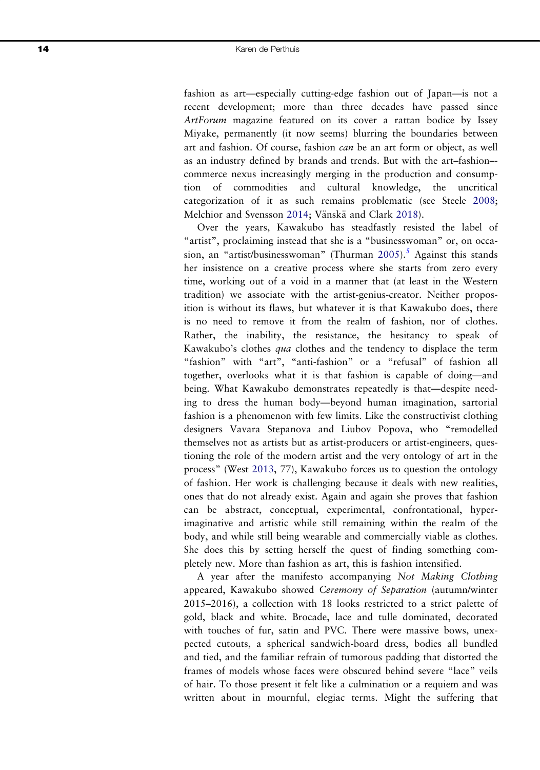fashion as art—especially cutting-edge fashion out of Japan—is not a recent development; more than three decades have passed since *ArtForum* magazine featured on its cover a rattan bodice by Issey Miyake, permanently (it now seems) blurring the boundaries between art and fashion. Of course, fashion *can* be an art form or object, as well as an industry defined by brands and trends. But with the art–fashion–-commerce nexus increasingly merging in the production and consumption of commodities and cultural knowledge, the uncritical categorization of it as such remains problematic (see Steele 2008; Melchior and Svensson 2014; Vänskä and Clark 2018).

Over the years, Kawakubo has steadfastly resisted the label of "artist", proclaiming instead that she is a "businesswoman" or, on occasion, an "artist/businesswoman" (Thurman 2005).[5] Against this stands her insistence on a creative process where she starts from zero every time, working out of a void in a manner that (at least in the Western tradition) we associate with the artist-genius-creator. Neither proposition is without its flaws, but whatever it is that Kawakubo does, there is no need to remove it from the realm of fashion, nor of clothes. Rather, the inability, the resistance, the hesitancy to speak of Kawakubo's clothes *qua* clothes and the tendency to displace the term "fashion" with "art", "anti-fashion" or a "refusal" of fashion all together, overlooks what it is that fashion is capable of doing—and being. What Kawakubo demonstrates repeatedly is that—despite needing to dress the human body—beyond human imagination, sartorial fashion is a phenomenon with few limits. Like the constructivist clothing designers Vavara Stepanova and Liubov Popova, who "remodelled themselves not as artists but as artist-producers or artist-engineers, questioning the role of the modern artist and the very ontology of art in the process" (West 2013, 77), Kawakubo forces us to question the ontology of fashion. Her work is challenging because it deals with new realities, ones that do not already exist. Again and again she proves that fashion can be abstract, conceptual, experimental, confrontational, hyper-imaginative and artistic while still remaining within the realm of the body, and while still being wearable and commercially viable as clothes. She does this by setting herself the quest of finding something completely new. More than fashion as art, this is fashion intensified.

A year after the manifesto accompanying *Not Making Clothing* appeared, Kawakubo showed *Ceremony of Separation* (autumn/winter 2015–2016), a collection with 18 looks restricted to a strict palette of gold, black and white. Brocade, lace and tulle dominated, decorated with touches of fur, satin and PVC. There were massive bows, unexpected cutouts, a spherical sandwich-board dress, bodies all bundled and tied, and the familiar refrain of tumorous padding that distorted the frames of models whose faces were obscured behind severe "lace" veils of hair. To those present it felt like a culmination or a requiem and was written about in mournful, elegiac terms. Might the suffering that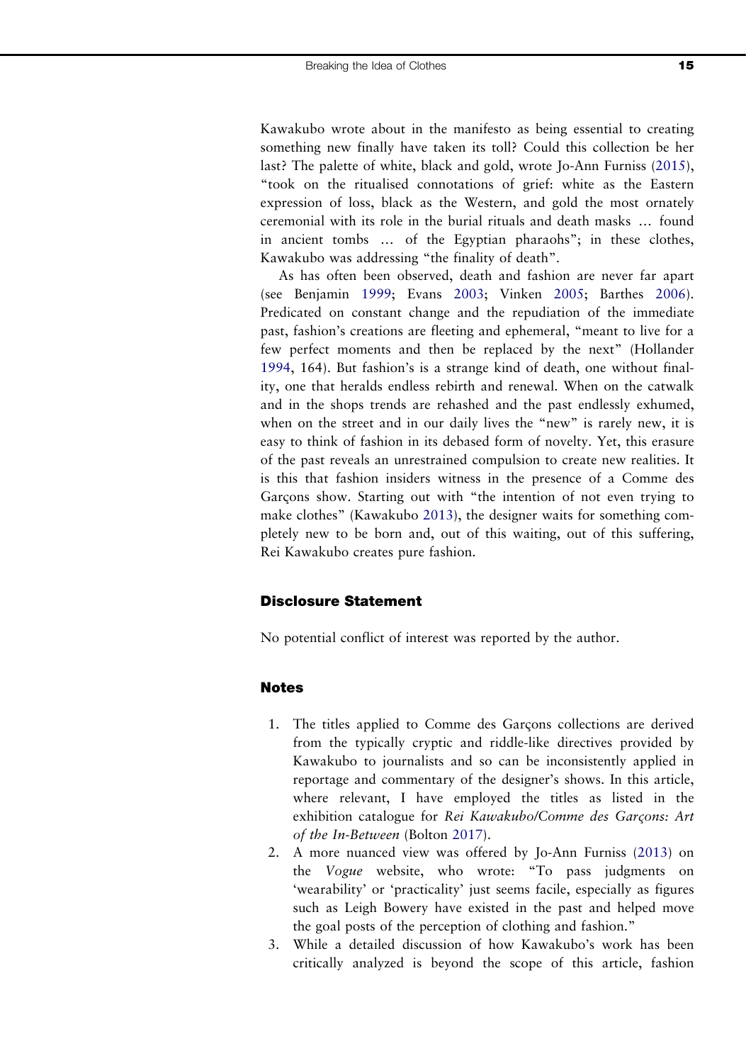Kawakubo wrote about in the manifesto as being essential to creating something new finally have taken its toll? Could this collection be her last? The palette of white, black and gold, wrote Jo-Ann Furniss (2015), "took on the ritualised connotations of grief: white as the Eastern expression of loss, black as the Western, and gold the most ornately ceremonial with its role in the burial rituals and death masks … found in ancient tombs … of the Egyptian pharaohs"; in these clothes, Kawakubo was addressing "the finality of death".

As has often been observed, death and fashion are never far apart (see Benjamin 1999; Evans 2003; Vinken 2005; Barthes 2006). Predicated on constant change and the repudiation of the immediate past, fashion's creations are fleeting and ephemeral, "meant to live for a few perfect moments and then be replaced by the next" (Hollander 1994, 164). But fashion's is a strange kind of death, one without finality, one that heralds endless rebirth and renewal. When on the catwalk and in the shops trends are rehashed and the past endlessly exhumed, when on the street and in our daily lives the "new" is rarely new, it is easy to think of fashion in its debased form of novelty. Yet, this erasure of the past reveals an unrestrained compulsion to create new realities. It is this that fashion insiders witness in the presence of a Comme des Garçons show. Starting out with "the intention of not even trying to make clothes" (Kawakubo 2013), the designer waits for something completely new to be born and, out of this waiting, out of this suffering, Rei Kawakubo creates pure fashion.

## Disclosure Statement

No potential conflict of interest was reported by the author.

## Notes

1. The titles applied to Comme des Garçons collections are derived from the typically cryptic and riddle-like directives provided by Kawakubo to journalists and so can be inconsistently applied in reportage and commentary of the designer's shows. In this article, where relevant, I have employed the titles as listed in the exhibition catalogue for *Rei Kawakubo/Comme des Garçons: Art of the In-Between* (Bolton 2017).
2. A more nuanced view was offered by Jo-Ann Furniss (2013) on the *Vogue* website, who wrote: "To pass judgments on 'wearability' or 'practicality' just seems facile, especially as figures such as Leigh Bowery have existed in the past and helped move the goal posts of the perception of clothing and fashion."
3. While a detailed discussion of how Kawakubo's work has been critically analyzed is beyond the scope of this article, fashion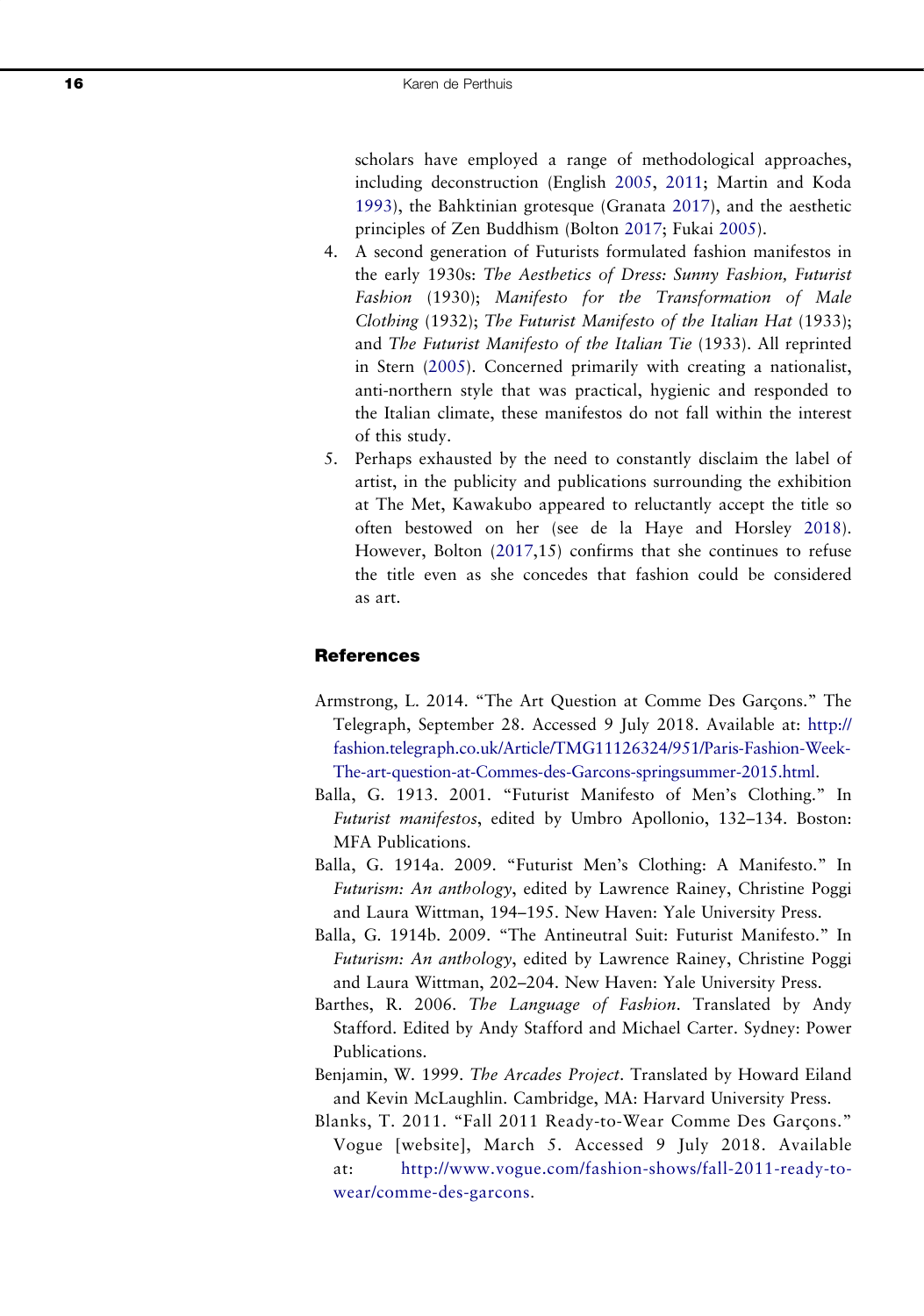scholars have employed a range of methodological approaches, including deconstruction (English 2005, 2011; Martin and Koda 1993), the Bahktinian grotesque (Granata 2017), and the aesthetic principles of Zen Buddhism (Bolton 2017; Fukai 2005).

4. A second generation of Futurists formulated fashion manifestos in the early 1930s: *The Aesthetics of Dress: Sunny Fashion, Futurist Fashion* (1930); *Manifesto for the Transformation of Male Clothing* (1932); *The Futurist Manifesto of the Italian Hat* (1933); and *The Futurist Manifesto of the Italian Tie* (1933). All reprinted in Stern (2005). Concerned primarily with creating a nationalist, anti-northern style that was practical, hygienic and responded to the Italian climate, these manifestos do not fall within the interest of this study.
5. Perhaps exhausted by the need to constantly disclaim the label of artist, in the publicity and publications surrounding the exhibition at The Met, Kawakubo appeared to reluctantly accept the title so often bestowed on her (see de la Haye and Horsley 2018). However, Bolton (2017,15) confirms that she continues to refuse the title even as she concedes that fashion could be considered as art.

## References

Armstrong, L. 2014. "The Art Question at Comme Des Garçons." The Telegraph, September 28. Accessed 9 July 2018. Available at: http://fashion.telegraph.co.uk/Article/TMG11126324/951/Paris-Fashion-Week-The-art-question-at-Commes-des-Garcons-springsummer-2015.html.

Balla, G. 1913. 2001. "Futurist Manifesto of Men's Clothing." In *Futurist manifestos*, edited by Umbro Apollonio, 132–134. Boston: MFA Publications.

Balla, G. 1914a. 2009. "Futurist Men's Clothing: A Manifesto." In *Futurism: An anthology*, edited by Lawrence Rainey, Christine Poggi and Laura Wittman, 194–195. New Haven: Yale University Press.

Balla, G. 1914b. 2009. "The Antineutral Suit: Futurist Manifesto." In *Futurism: An anthology*, edited by Lawrence Rainey, Christine Poggi and Laura Wittman, 202–204. New Haven: Yale University Press.

Barthes, R. 2006. *The Language of Fashion*. Translated by Andy Stafford. Edited by Andy Stafford and Michael Carter. Sydney: Power Publications.

Benjamin, W. 1999. *The Arcades Project*. Translated by Howard Eiland and Kevin McLaughlin. Cambridge, MA: Harvard University Press.

Blanks, T. 2011. "Fall 2011 Ready-to-Wear Comme Des Garçons." Vogue [website], March 5. Accessed 9 July 2018. Available at: http://www.vogue.com/fashion-shows/fall-2011-ready-to-wear/comme-des-garcons.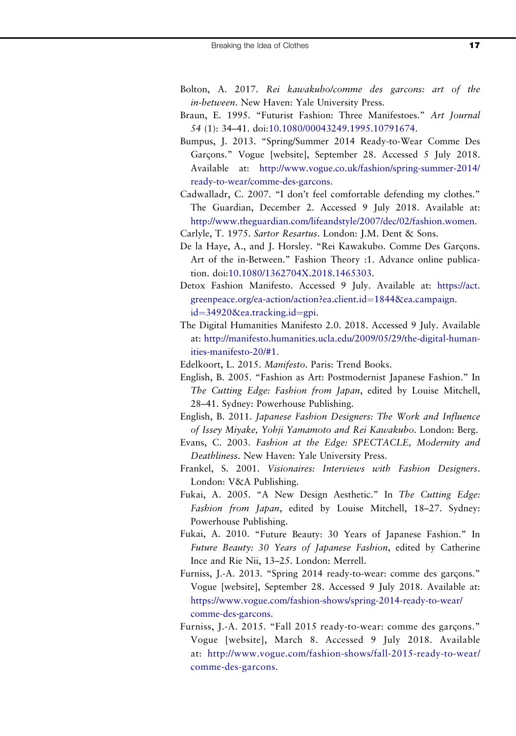Bolton, A. 2017. *Rei kawakubo/comme des garcons: art of the in-between*. New Haven: Yale University Press.

Braun, E. 1995. "Futurist Fashion: Three Manifestoes." *Art Journal 54* (1): 34–41. doi:10.1080/00043249.1995.10791674.

Bumpus, J. 2013. "Spring/Summer 2014 Ready-to-Wear Comme Des Garçons." Vogue [website], September 28. Accessed 5 July 2018. Available at: http://www.vogue.co.uk/fashion/spring-summer-2014/ready-to-wear/comme-des-garcons.

Cadwalladr, C. 2007. "I don't feel comfortable defending my clothes." The Guardian, December 2. Accessed 9 July 2018. Available at: http://www.theguardian.com/lifeandstyle/2007/dec/02/fashion.women.

Carlyle, T. 1975. *Sartor Resartus*. London: J.M. Dent & Sons.

De la Haye, A., and J. Horsley. "Rei Kawakubo. Comme Des Garçons. Art of the in-Between." Fashion Theory :1. Advance online publication. doi:10.1080/1362704X.2018.1465303.

Detox Fashion Manifesto. Accessed 9 July. Available at: https://act.greenpeace.org/ea-action/action?ea.client.id=1844&ea.campaign.id=34920&ea.tracking.id=gpi.

The Digital Humanities Manifesto 2.0. 2018. Accessed 9 July. Available at: http://manifesto.humanities.ucla.edu/2009/05/29/the-digital-humanities-manifesto-20/#1.

Edelkoort, L. 2015. *Manifesto*. Paris: Trend Books.

English, B. 2005. "Fashion as Art: Postmodernist Japanese Fashion." In *The Cutting Edge: Fashion from Japan*, edited by Louise Mitchell, 28–41. Sydney: Powerhouse Publishing.

English, B. 2011. *Japanese Fashion Designers: The Work and Influence of Issey Miyake, Yohji Yamamoto and Rei Kawakubo*. London: Berg.

Evans, C. 2003. *Fashion at the Edge: SPECTACLE, Modernity and Deathliness*. New Haven: Yale University Press.

Frankel, S. 2001. *Visionaires: Interviews with Fashion Designers*. London: V&A Publishing.

Fukai, A. 2005. "A New Design Aesthetic." In *The Cutting Edge: Fashion from Japan*, edited by Louise Mitchell, 18–27. Sydney: Powerhouse Publishing.

Fukai, A. 2010. "Future Beauty: 30 Years of Japanese Fashion." In *Future Beauty: 30 Years of Japanese Fashion*, edited by Catherine Ince and Rie Nii, 13–25. London: Merrell.

Furniss, J.-A. 2013. "Spring 2014 ready-to-wear: comme des garçons." Vogue [website], September 28. Accessed 9 July 2018. Available at: https://www.vogue.com/fashion-shows/spring-2014-ready-to-wear/comme-des-garcons.

Furniss, J.-A. 2015. "Fall 2015 ready-to-wear: comme des garçons." Vogue [website], March 8. Accessed 9 July 2018. Available at: http://www.vogue.com/fashion-shows/fall-2015-ready-to-wear/comme-des-garcons.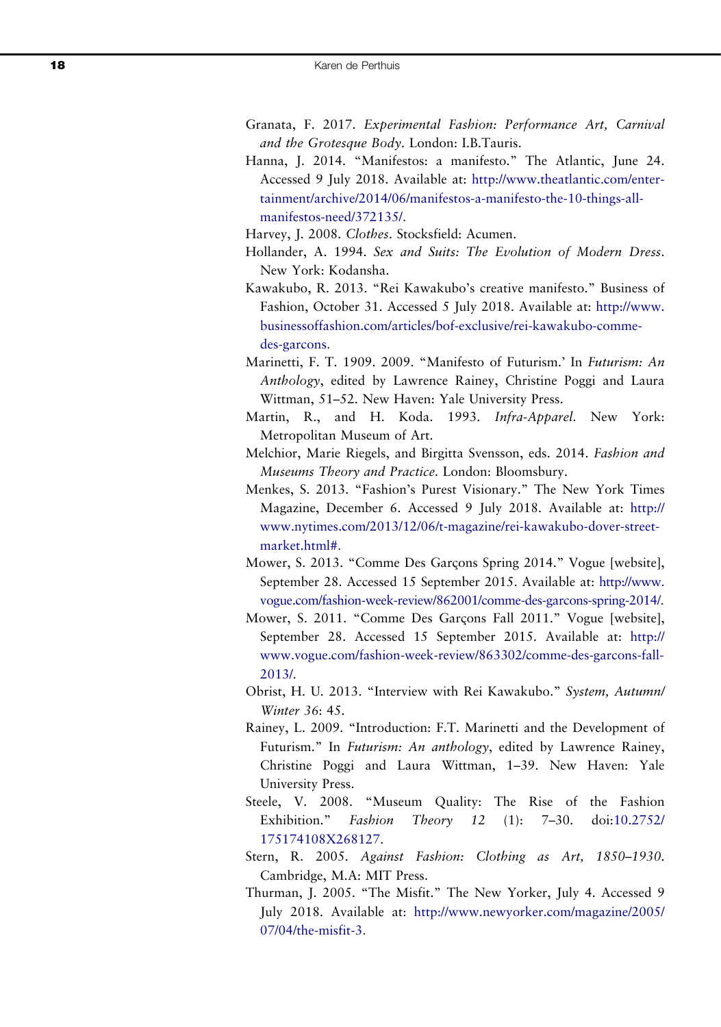Granata, F. 2017. *Experimental Fashion: Performance Art, Carnival and the Grotesque Body*. London: I.B.Tauris.

Hanna, J. 2014. "Manifestos: a manifesto." The Atlantic, June 24. Accessed 9 July 2018. Available at: http://www.theatlantic.com/entertainment/archive/2014/06/manifestos-a-manifesto-the-10-things-all-manifestos-need/372135/.

Harvey, J. 2008. *Clothes*. Stocksfield: Acumen.

Hollander, A. 1994. *Sex and Suits: The Evolution of Modern Dress*. New York: Kodansha.

Kawakubo, R. 2013. "Rei Kawakubo's creative manifesto." Business of Fashion, October 31. Accessed 5 July 2018. Available at: http://www.businessoffashion.com/articles/bof-exclusive/rei-kawakubo-comme-des-garcons.

Marinetti, F. T. 1909. 2009. "Manifesto of Futurism.' In *Futurism: An Anthology*, edited by Lawrence Rainey, Christine Poggi and Laura Wittman, 51–52. New Haven: Yale University Press.

Martin, R., and H. Koda. 1993. *Infra-Apparel*. New York: Metropolitan Museum of Art.

Melchior, Marie Riegels, and Birgitta Svensson, eds. 2014. *Fashion and Museums Theory and Practice*. London: Bloomsbury.

Menkes, S. 2013. "Fashion's Purest Visionary." The New York Times Magazine, December 6. Accessed 9 July 2018. Available at: http://www.nytimes.com/2013/12/06/t-magazine/rei-kawakubo-dover-street-market.html#.

Mower, S. 2013. "Comme Des Garçons Spring 2014." Vogue [website], September 28. Accessed 15 September 2015. Available at: http://www.vogue.com/fashion-week-review/862001/comme-des-garcons-spring-2014/.

Mower, S. 2011. "Comme Des Garçons Fall 2011." Vogue [website], September 28. Accessed 15 September 2015. Available at: http://www.vogue.com/fashion-week-review/863302/comme-des-garcons-fall-2013/.

Obrist, H. U. 2013. "Interview with Rei Kawakubo." *System, Autumn/Winter 36*: 45.

Rainey, L. 2009. "Introduction: F.T. Marinetti and the Development of Futurism." In *Futurism: An anthology*, edited by Lawrence Rainey, Christine Poggi and Laura Wittman, 1–39. New Haven: Yale University Press.

Steele, V. 2008. "Museum Quality: The Rise of the Fashion Exhibition." *Fashion Theory 12* (1): 7–30. doi:10.2752/175174108X268127.

Stern, R. 2005. *Against Fashion: Clothing as Art, 1850–1930*. Cambridge, M.A: MIT Press.

Thurman, J. 2005. "The Misfit." The New Yorker, July 4. Accessed 9 July 2018. Available at: http://www.newyorker.com/magazine/2005/07/04/the-misfit-3.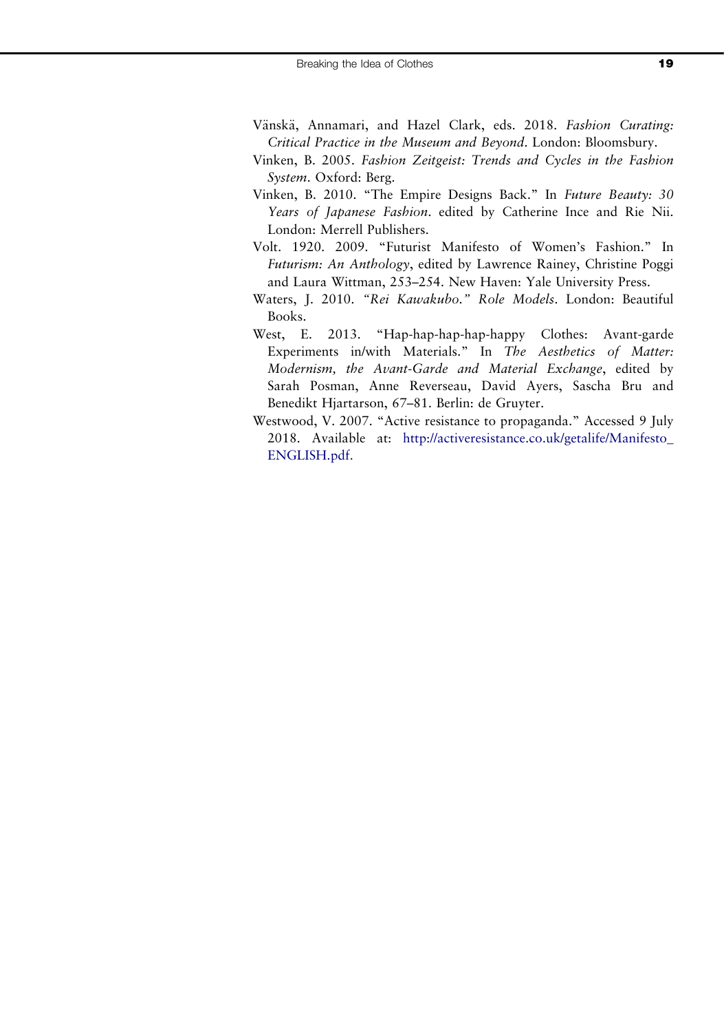Vänskä, Annamari, and Hazel Clark, eds. 2018. *Fashion Curating: Critical Practice in the Museum and Beyond*. London: Bloomsbury.

Vinken, B. 2005. *Fashion Zeitgeist: Trends and Cycles in the Fashion System*. Oxford: Berg.

Vinken, B. 2010. "The Empire Designs Back." In *Future Beauty: 30 Years of Japanese Fashion*. edited by Catherine Ince and Rie Nii. London: Merrell Publishers.

Volt. 1920. 2009. "Futurist Manifesto of Women's Fashion." In *Futurism: An Anthology*, edited by Lawrence Rainey, Christine Poggi and Laura Wittman, 253–254. New Haven: Yale University Press.

Waters, J. 2010. *"Rei Kawakubo." Role Models*. London: Beautiful Books.

West, E. 2013. "Hap-hap-hap-hap-happy Clothes: Avant-garde Experiments in/with Materials." In *The Aesthetics of Matter: Modernism, the Avant-Garde and Material Exchange*, edited by Sarah Posman, Anne Reverseau, David Ayers, Sascha Bru and Benedikt Hjartarson, 67–81. Berlin: de Gruyter.

Westwood, V. 2007. "Active resistance to propaganda." Accessed 9 July 2018. Available at: http://activeresistance.co.uk/getalife/Manifesto_ENGLISH.pdf.